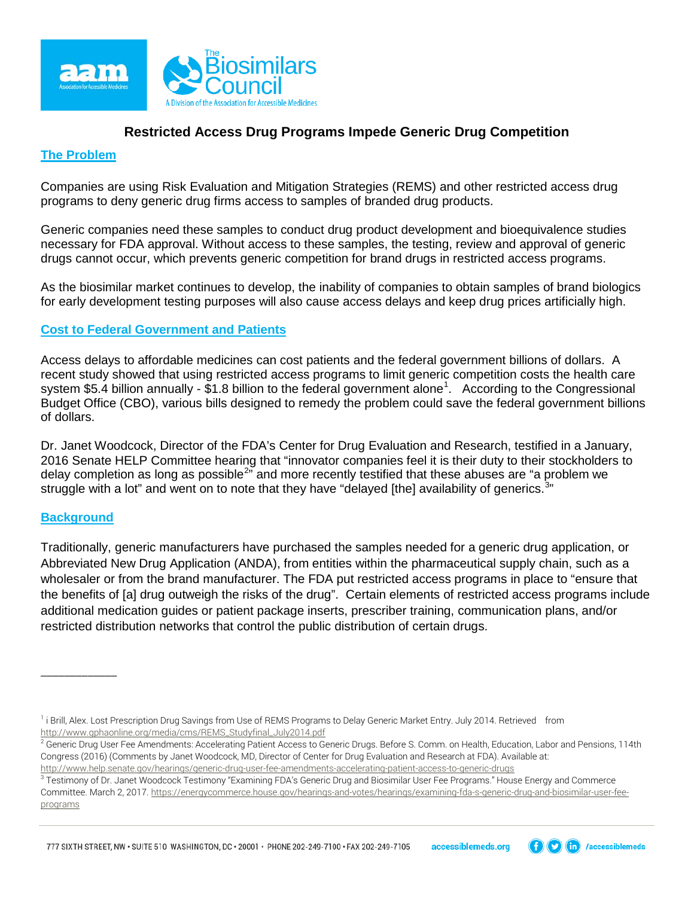# Restricted Access Drug Programs Impede Generic Drug Competition

## The Problem

Companies are using Risk Evaluation and Mitigation Strategies (REMS) and other restricted access drug programs to deny generic drug firms access to samples of branded drug products.

Generic companies need these samples to conduct drug product development and bioequivalence studies necessary for FDA approval. Without access to these samples, the testing, review and approval of generic drugs cannot occur, which prevents generic competition for brand drugs in restricted access programs.

As the biosimilar market continues to develop, the inability of companies to obtain samples of brand biologics for early development testing purposes will also cause access delays and keep drug prices artificially high.

## Cost to Federal Government and Patients

Access delays to affordable medicines can cost patients and the federal government billions of dollars. A recent study showed that using restricted access programs to limit generic competition costs the health care system $5.4 billion annually - $1.8 billion to the federal government alone[1]. According to the Congressional Budget Office (CBO), various bills designed to remedy the problem could save the federal government billions of dollars.

Dr. Janet Woodcock, Director of the FDA's Center for Drug Evaluation and Research, testified in a January, 2016 Senate HELP Committee hearing that "innovator companies feel it is their duty to their stockholders to delay completion as long as possible[2]" and more recently testified that these abuses are "a problem we struggle with a lot" and went on to note that they have "delayed [the] availability of generics.[3]"

## Background

Traditionally, generic manufacturers have purchased the samples needed for a generic drug application, or Abbreviated New Drug Application (ANDA), from entities within the pharmaceutical supply chain, such as a wholesaler or from the brand manufacturer. The FDA put restricted access programs in place to "ensure that the benefits of [a] drug outweigh the risks of the drug". Certain elements of restricted access programs include additional medication guides or patient package inserts, prescriber training, communication plans, and/or restricted distribution networks that control the public distribution of certain drugs.

---

[1] i Brill, Alex. Lost Prescription Drug Savings from Use of REMS Programs to Delay Generic Market Entry. July 2014. Retrieved from http://www.gphaonline.org/media/cms/REMS_Studyfinal_July2014.pdf

[2] Generic Drug User Fee Amendments: Accelerating Patient Access to Generic Drugs. Before S. Comm. on Health, Education, Labor and Pensions, 114th Congress (2016) (Comments by Janet Woodcock, MD, Director of Center for Drug Evaluation and Research at FDA). Available at: http://www.help.senate.gov/hearings/generic-drug-user-fee-amendments-accelerating-patient-access-to-generic-drugs

[3] Testimony of Dr. Janet Woodcock Testimony "Examining FDA's Generic Drug and Biosimilar User Fee Programs." House Energy and Commerce Committee. March 2, 2017. https://energycommerce.house.gov/hearings-and-votes/hearings/examining-fda-s-generic-drug-and-biosimilar-user-fee-programs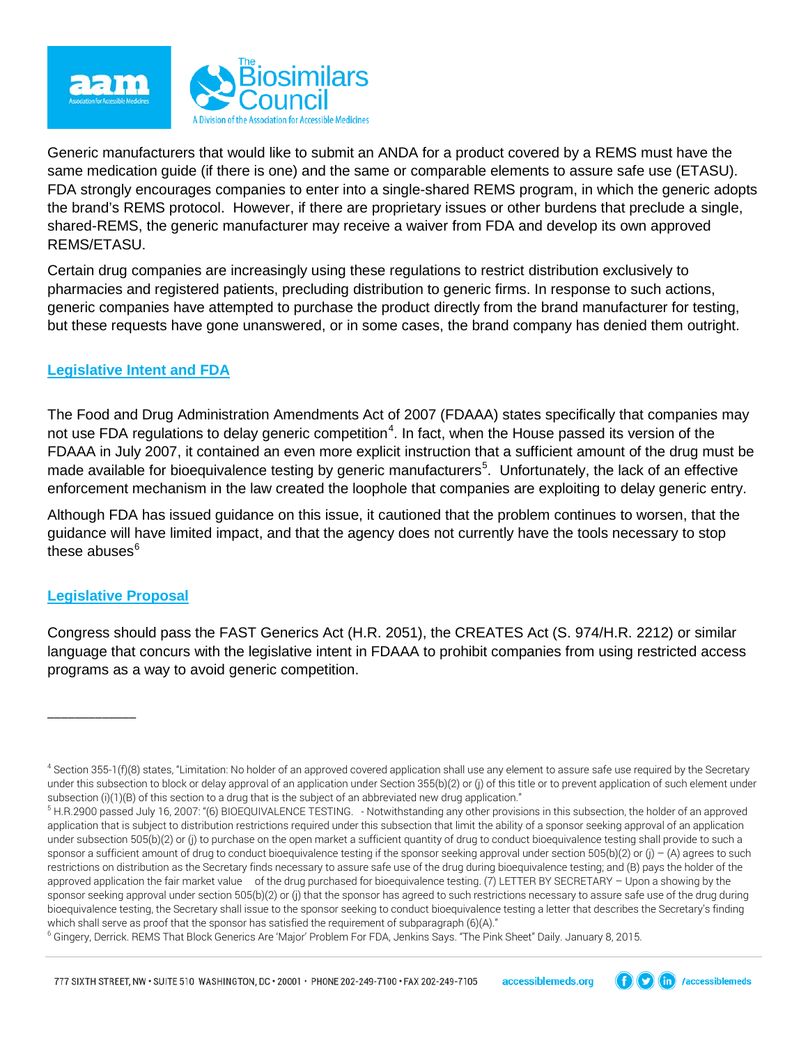Generic manufacturers that would like to submit an ANDA for a product covered by a REMS must have the same medication guide (if there is one) and the same or comparable elements to assure safe use (ETASU). FDA strongly encourages companies to enter into a single-shared REMS program, in which the generic adopts the brand's REMS protocol. However, if there are proprietary issues or other burdens that preclude a single, shared-REMS, the generic manufacturer may receive a waiver from FDA and develop its own approved REMS/ETASU.

Certain drug companies are increasingly using these regulations to restrict distribution exclusively to pharmacies and registered patients, precluding distribution to generic firms. In response to such actions, generic companies have attempted to purchase the product directly from the brand manufacturer for testing, but these requests have gone unanswered, or in some cases, the brand company has denied them outright.

## Legislative Intent and FDA

The Food and Drug Administration Amendments Act of 2007 (FDAAA) states specifically that companies may not use FDA regulations to delay generic competition[4]. In fact, when the House passed its version of the FDAAA in July 2007, it contained an even more explicit instruction that a sufficient amount of the drug must be made available for bioequivalence testing by generic manufacturers[5]. Unfortunately, the lack of an effective enforcement mechanism in the law created the loophole that companies are exploiting to delay generic entry.

Although FDA has issued guidance on this issue, it cautioned that the problem continues to worsen, that the guidance will have limited impact, and that the agency does not currently have the tools necessary to stop these abuses[6]

## Legislative Proposal

Congress should pass the FAST Generics Act (H.R. 2051), the CREATES Act (S. 974/H.R. 2212) or similar language that concurs with the legislative intent in FDAAA to prohibit companies from using restricted access programs as a way to avoid generic competition.

---

[4] Section 355-1(f)(8) states, "Limitation: No holder of an approved covered application shall use any element to assure safe use required by the Secretary under this subsection to block or delay approval of an application under Section 355(b)(2) or (j) of this title or to prevent application of such element under subsection (i)(1)(B) of this section to a drug that is the subject of an abbreviated new drug application."

[5] H.R.2900 passed July 16, 2007: "(6) BIOEQUIVALENCE TESTING. - Notwithstanding any other provisions in this subsection, the holder of an approved application that is subject to distribution restrictions required under this subsection that limit the ability of a sponsor seeking approval of an application under subsection 505(b)(2) or (j) to purchase on the open market a sufficient quantity of drug to conduct bioequivalence testing shall provide to such a sponsor a sufficient amount of drug to conduct bioequivalence testing if the sponsor seeking approval under section 505(b)(2) or (j) – (A) agrees to such restrictions on distribution as the Secretary finds necessary to assure safe use of the drug during bioequivalence testing; and (B) pays the holder of the approved application the fair market value of the drug purchased for bioequivalence testing. (7) LETTER BY SECRETARY – Upon a showing by the sponsor seeking approval under section 505(b)(2) or (j) that the sponsor has agreed to such restrictions necessary to assure safe use of the drug during bioequivalence testing, the Secretary shall issue to the sponsor seeking to conduct bioequivalence testing a letter that describes the Secretary's finding which shall serve as proof that the sponsor has satisfied the requirement of subparagraph (6)(A)."

[6] Gingery, Derrick. REMS That Block Generics Are 'Major' Problem For FDA, Jenkins Says. "The Pink Sheet" Daily. January 8, 2015.